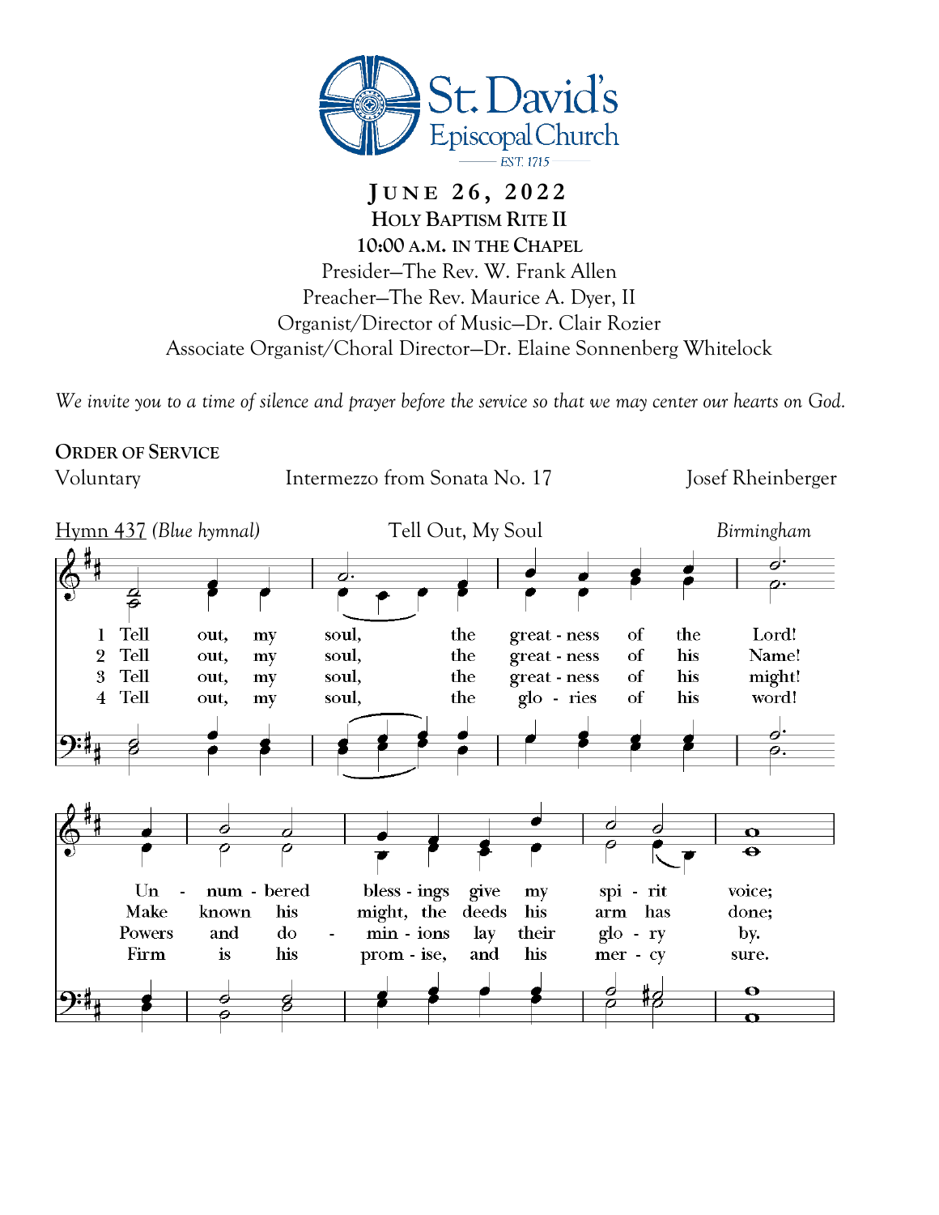St. David's Episcopal Church
EST. 1715

# JUNE 26, 2022

**HOLY BAPTISM RITE II**

**10:00 A.M. IN THE CHAPEL**

Presider—The Rev. W. Frank Allen

Preacher—The Rev. Maurice A. Dyer, II

Organist/Director of Music—Dr. Clair Rozier

Associate Organist/Choral Director—Dr. Elaine Sonnenberg Whitelock

*We invite you to a time of silence and prayer before the service so that we may center our hearts on God.*

## ORDER OF SERVICE

Voluntary Intermezzo from Sonata No. 17 Josef Rheinberger

Hymn 437 *(Blue hymnal)* Tell Out, My Soul *Birmingham*

1 Tell out, my soul, the great - ness of the Lord! Un - num - bered bless - ings give my spi - rit voice;

2 Tell out, my soul, the great - ness of his Name! Make known his might, the deeds his arm has done;

3 Tell out, my soul, the great - ness of his might! Powers and do - min - ions lay their glo - ry by.

4 Tell out, my soul, the glo - ries of his word! Firm is his prom - ise, and his mer - cy sure.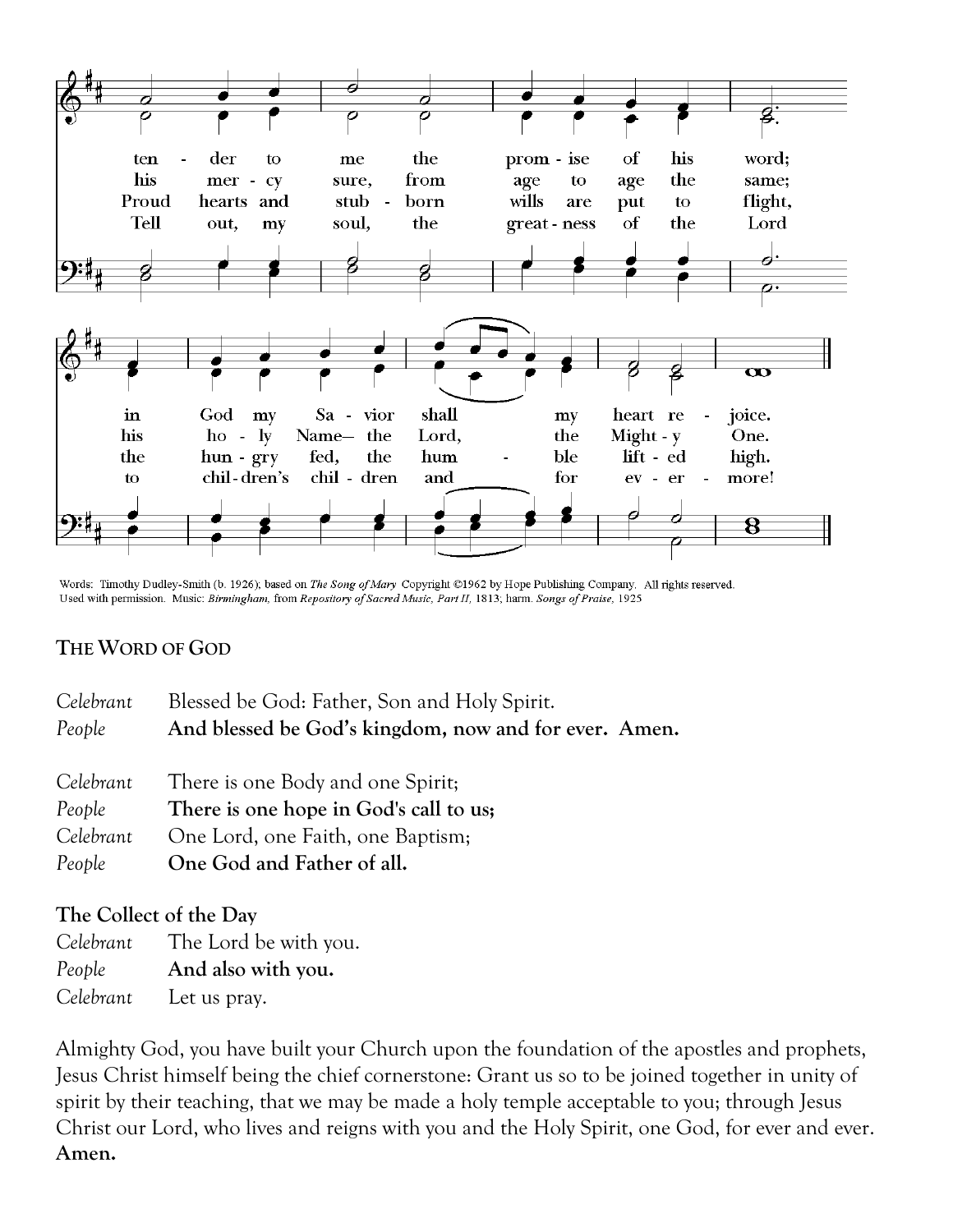ten - der to me the prom - ise of his word;
his mer - cy sure, from age to age the same;
Proud hearts and stub - born wills are put to flight,
Tell out, my soul, the great - ness of the Lord

in God my Sa - vior shall my heart re - joice.
his ho - ly Name— the Lord, the Might - y One.
the hun - gry fed, the hum - ble lift - ed high.
to chil - dren's chil - dren and for ev - er - more!

Words: Timothy Dudley-Smith (b. 1926); based on *The Song of Mary* Copyright ©1962 by Hope Publishing Company. All rights reserved. Used with permission. Music: *Birmingham,* from *Repository of Sacred Music, Part II,* 1813; harm. *Songs of Praise,* 1925

## THE WORD OF GOD

*Celebrant* Blessed be God: Father, Son and Holy Spirit.
*People* **And blessed be God's kingdom, now and for ever. Amen.**

*Celebrant* There is one Body and one Spirit;
*People* **There is one hope in God's call to us;**
*Celebrant* One Lord, one Faith, one Baptism;
*People* **One God and Father of all.**

### The Collect of the Day

*Celebrant* The Lord be with you.
*People* **And also with you.**
*Celebrant* Let us pray.

Almighty God, you have built your Church upon the foundation of the apostles and prophets, Jesus Christ himself being the chief cornerstone: Grant us so to be joined together in unity of spirit by their teaching, that we may be made a holy temple acceptable to you; through Jesus Christ our Lord, who lives and reigns with you and the Holy Spirit, one God, for ever and ever. **Amen.**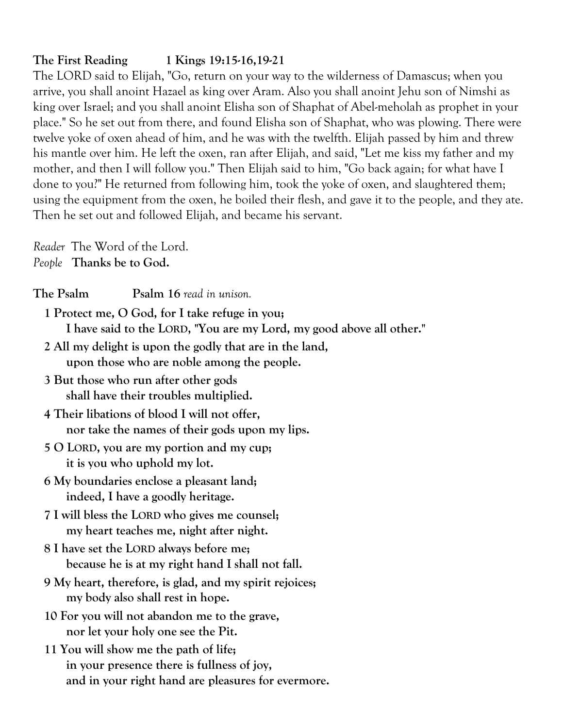**The First Reading 1 Kings 19:15-16,19-21**

The LORD said to Elijah, "Go, return on your way to the wilderness of Damascus; when you arrive, you shall anoint Hazael as king over Aram. Also you shall anoint Jehu son of Nimshi as king over Israel; and you shall anoint Elisha son of Shaphat of Abel-meholah as prophet in your place." So he set out from there, and found Elisha son of Shaphat, who was plowing. There were twelve yoke of oxen ahead of him, and he was with the twelfth. Elijah passed by him and threw his mantle over him. He left the oxen, ran after Elijah, and said, "Let me kiss my father and my mother, and then I will follow you." Then Elijah said to him, "Go back again; for what have I done to you?" He returned from following him, took the yoke of oxen, and slaughtered them; using the equipment from the oxen, he boiled their flesh, and gave it to the people, and they ate. Then he set out and followed Elijah, and became his servant.

*Reader* The Word of the Lord.
*People* **Thanks be to God.**

**The Psalm Psalm 16** *read in unison.*

**1 Protect me, O God, for I take refuge in you;**
**I have said to the LORD, "You are my Lord, my good above all other."**

**2 All my delight is upon the godly that are in the land,**
**upon those who are noble among the people.**

**3 But those who run after other gods**
**shall have their troubles multiplied.**

**4 Their libations of blood I will not offer,**
**nor take the names of their gods upon my lips.**

**5 O LORD, you are my portion and my cup;**
**it is you who uphold my lot.**

**6 My boundaries enclose a pleasant land;**
**indeed, I have a goodly heritage.**

**7 I will bless the LORD who gives me counsel;**
**my heart teaches me, night after night.**

**8 I have set the LORD always before me;**
**because he is at my right hand I shall not fall.**

**9 My heart, therefore, is glad, and my spirit rejoices;**
**my body also shall rest in hope.**

**10 For you will not abandon me to the grave,**
**nor let your holy one see the Pit.**

**11 You will show me the path of life;**
**in your presence there is fullness of joy,**
**and in your right hand are pleasures for evermore.**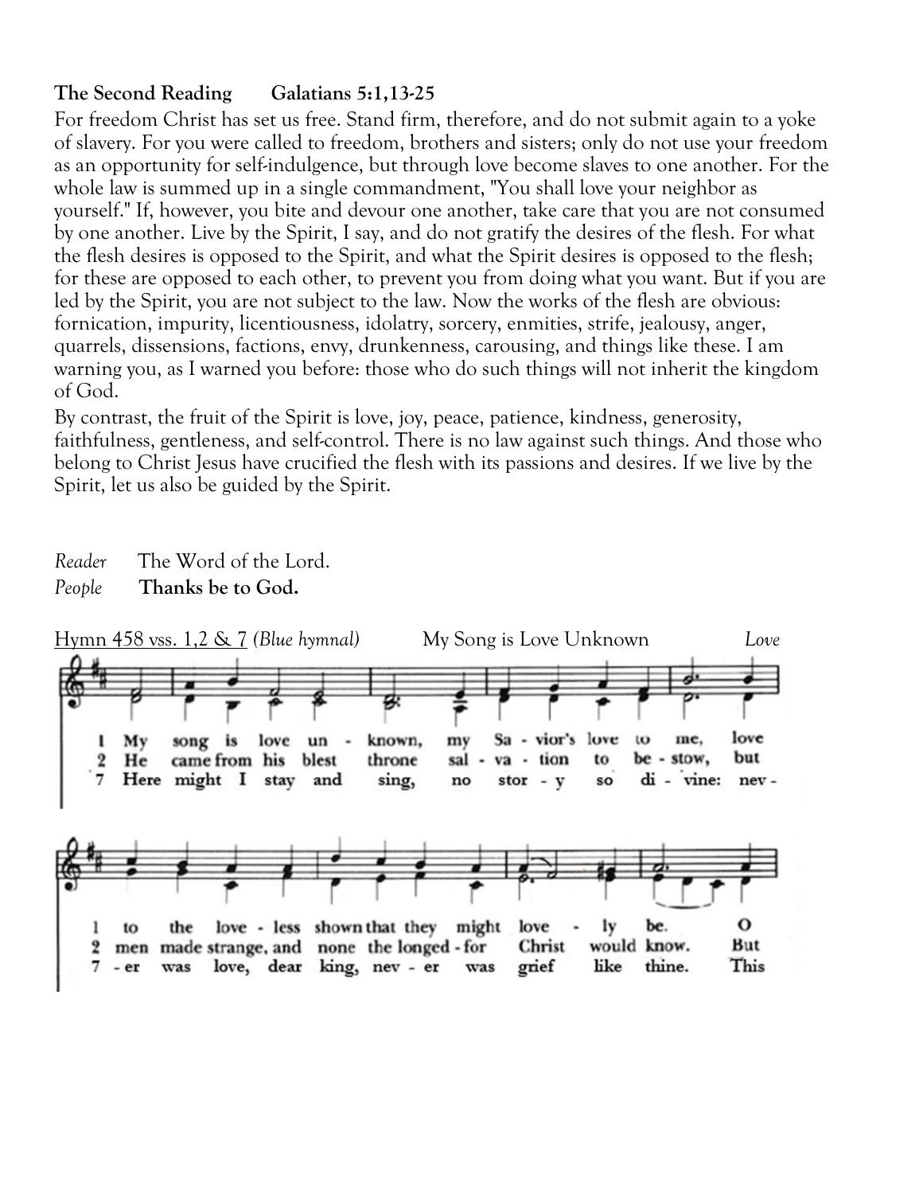**The Second Reading Galatians 5:1,13-25**

For freedom Christ has set us free. Stand firm, therefore, and do not submit again to a yoke of slavery. For you were called to freedom, brothers and sisters; only do not use your freedom as an opportunity for self-indulgence, but through love become slaves to one another. For the whole law is summed up in a single commandment, "You shall love your neighbor as yourself." If, however, you bite and devour one another, take care that you are not consumed by one another. Live by the Spirit, I say, and do not gratify the desires of the flesh. For what the flesh desires is opposed to the Spirit, and what the Spirit desires is opposed to the flesh; for these are opposed to each other, to prevent you from doing what you want. But if you are led by the Spirit, you are not subject to the law. Now the works of the flesh are obvious: fornication, impurity, licentiousness, idolatry, sorcery, enmities, strife, jealousy, anger, quarrels, dissensions, factions, envy, drunkenness, carousing, and things like these. I am warning you, as I warned you before: those who do such things will not inherit the kingdom of God.

By contrast, the fruit of the Spirit is love, joy, peace, patience, kindness, generosity, faithfulness, gentleness, and self-control. There is no law against such things. And those who belong to Christ Jesus have crucified the flesh with its passions and desires. If we live by the Spirit, let us also be guided by the Spirit.

*Reader* The Word of the Lord.
*People* **Thanks be to God.**

Hymn 458 vss. 1,2 & 7 *(Blue hymnal)* My Song is Love Unknown *Love*

1 My song is love unknown, my Savior's love to me, love to the loveless shown that they might lovely be. O

2 He came from his blest throne salvation to bestow, but men made strange, and none the longed-for Christ would know. But

7 Here might I stay and sing, no story so divine: never was love, dear king, never was grief like thine. This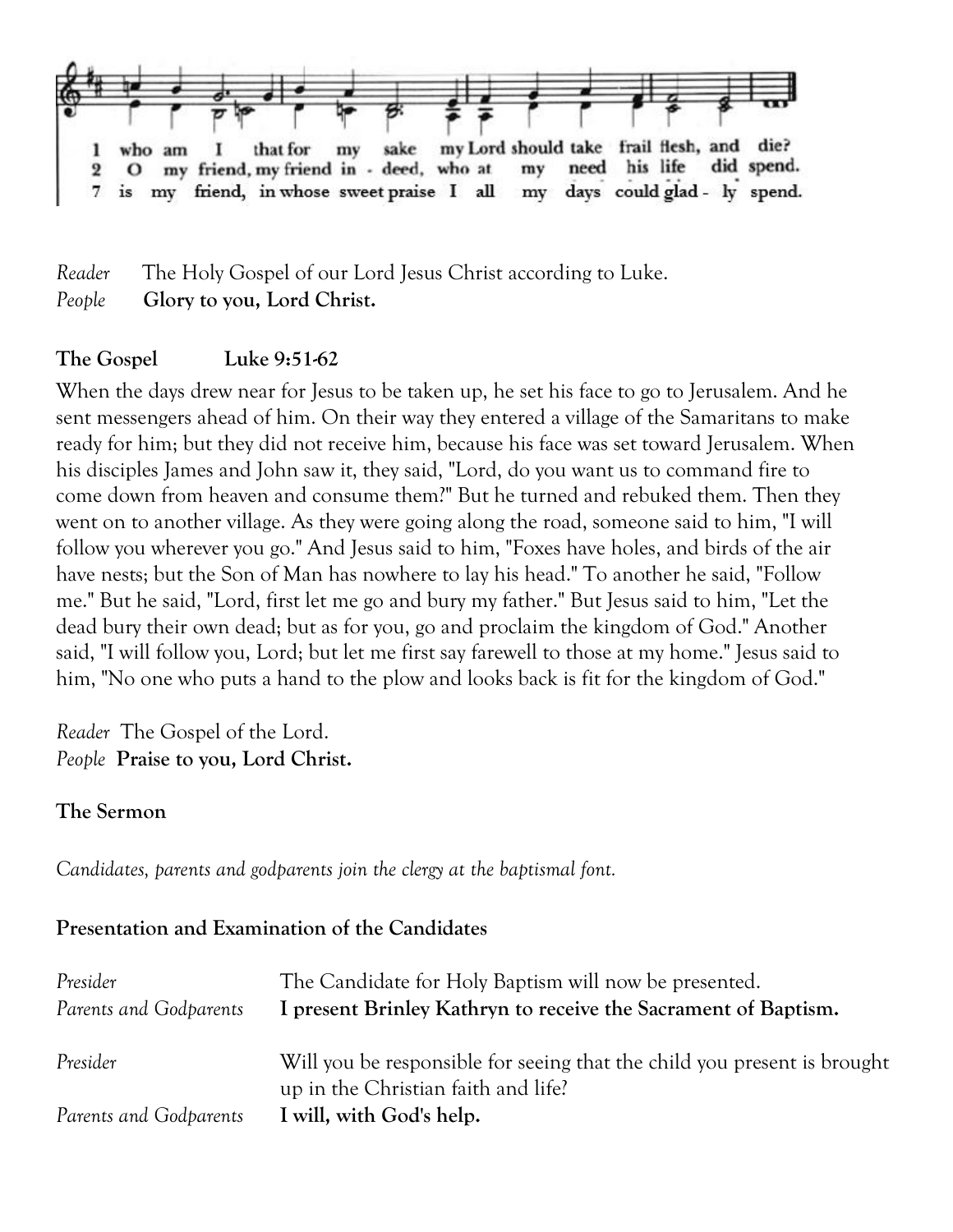1 who am I that for my sake my Lord should take frail flesh, and die?
2 O my friend, my friend in - deed, who at my need his life did spend.
7 is my friend, in whose sweet praise I all my days could glad - ly spend.

*Reader* The Holy Gospel of our Lord Jesus Christ according to Luke.
*People* **Glory to you, Lord Christ.**

**The Gospel Luke 9:51-62**

When the days drew near for Jesus to be taken up, he set his face to go to Jerusalem. And he sent messengers ahead of him. On their way they entered a village of the Samaritans to make ready for him; but they did not receive him, because his face was set toward Jerusalem. When his disciples James and John saw it, they said, "Lord, do you want us to command fire to come down from heaven and consume them?" But he turned and rebuked them. Then they went on to another village. As they were going along the road, someone said to him, "I will follow you wherever you go." And Jesus said to him, "Foxes have holes, and birds of the air have nests; but the Son of Man has nowhere to lay his head." To another he said, "Follow me." But he said, "Lord, first let me go and bury my father." But Jesus said to him, "Let the dead bury their own dead; but as for you, go and proclaim the kingdom of God." Another said, "I will follow you, Lord; but let me first say farewell to those at my home." Jesus said to him, "No one who puts a hand to the plow and looks back is fit for the kingdom of God."

*Reader* The Gospel of the Lord.
*People* **Praise to you, Lord Christ.**

**The Sermon**

*Candidates, parents and godparents join the clergy at the baptismal font.*

**Presentation and Examination of the Candidates**

*Presider* The Candidate for Holy Baptism will now be presented.
*Parents and Godparents* **I present Brinley Kathryn to receive the Sacrament of Baptism.**

*Presider* Will you be responsible for seeing that the child you present is brought up in the Christian faith and life?
*Parents and Godparents* **I will, with God's help.**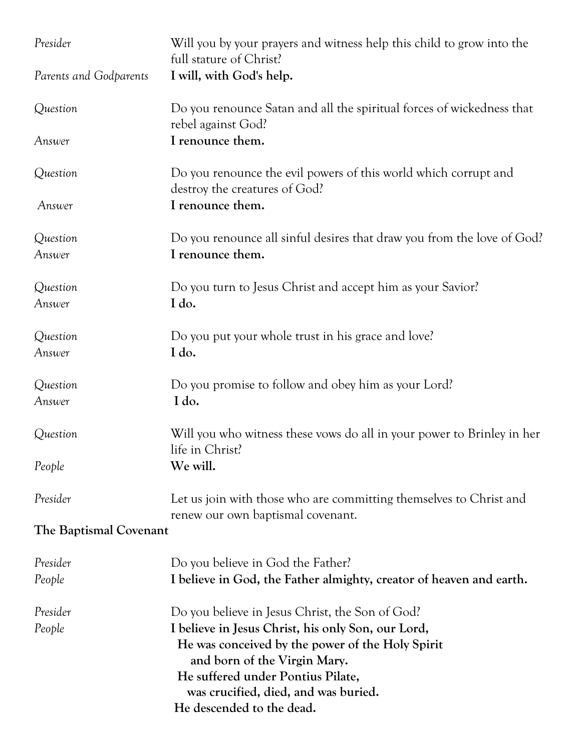*Presider* Will you by your prayers and witness help this child to grow into the full stature of Christ?

*Parents and Godparents* **I will, with God's help.**

*Question* Do you renounce Satan and all the spiritual forces of wickedness that rebel against God?

*Answer* **I renounce them.**

*Question* Do you renounce the evil powers of this world which corrupt and destroy the creatures of God?

*Answer* **I renounce them.**

*Question* Do you renounce all sinful desires that draw you from the love of God?

*Answer* **I renounce them.**

*Question* Do you turn to Jesus Christ and accept him as your Savior?

*Answer* **I do.**

*Question* Do you put your whole trust in his grace and love?

*Answer* **I do.**

*Question* Do you promise to follow and obey him as your Lord?

*Answer* **I do.**

*Question* Will you who witness these vows do all in your power to Brinley in her life in Christ?

*People* **We will.**

*Presider* Let us join with those who are committing themselves to Christ and renew our own baptismal covenant.

**The Baptismal Covenant**

*Presider* Do you believe in God the Father?

*People* **I believe in God, the Father almighty, creator of heaven and earth.**

*Presider* Do you believe in Jesus Christ, the Son of God?

*People* **I believe in Jesus Christ, his only Son, our Lord,**
**He was conceived by the power of the Holy Spirit**
**and born of the Virgin Mary.**
**He suffered under Pontius Pilate,**
**was crucified, died, and was buried.**
**He descended to the dead.**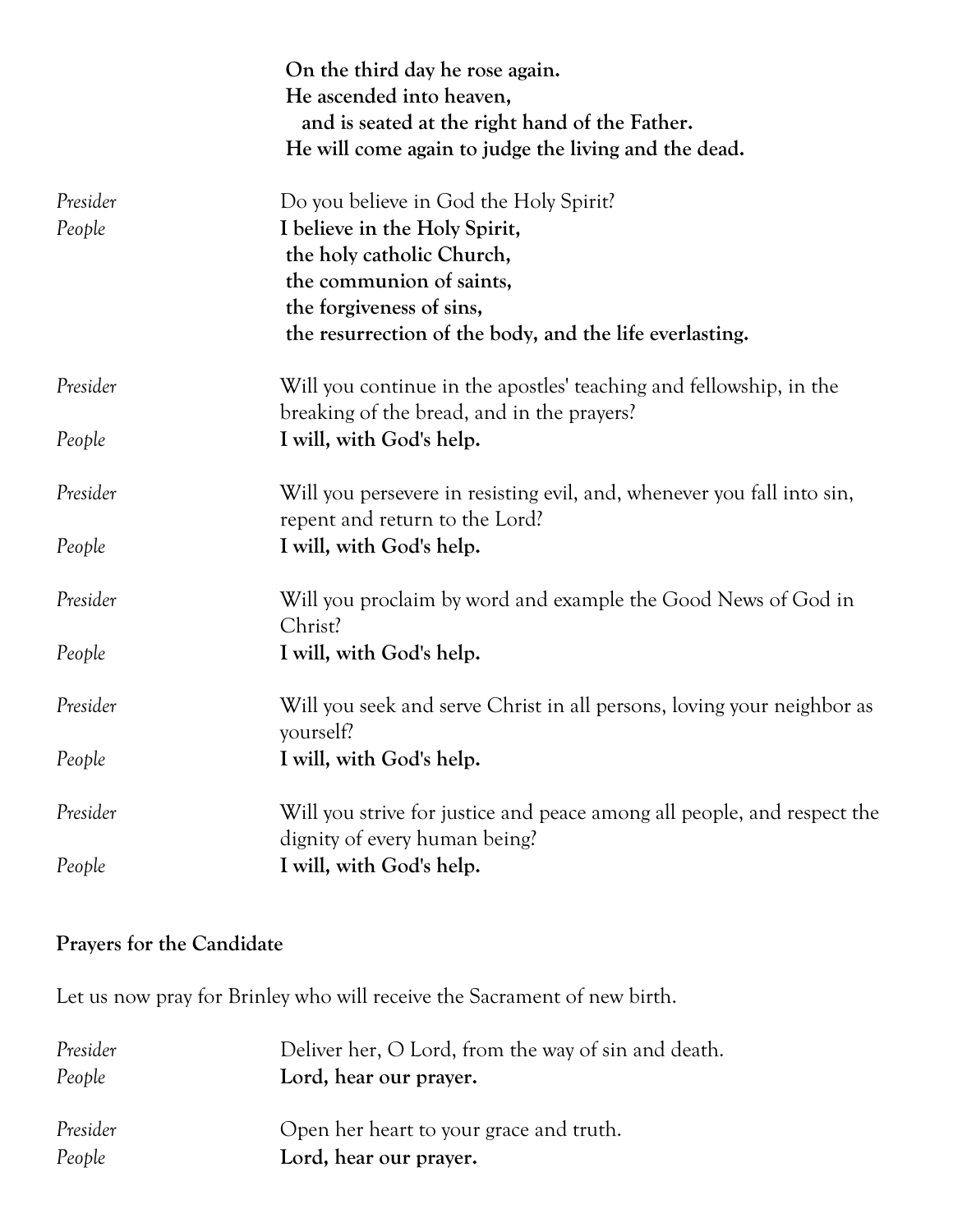**On the third day he rose again.**
**He ascended into heaven,**
**and is seated at the right hand of the Father.**
**He will come again to judge the living and the dead.**

*Presider* Do you believe in God the Holy Spirit?
*People* **I believe in the Holy Spirit,**
**the holy catholic Church,**
**the communion of saints,**
**the forgiveness of sins,**
**the resurrection of the body, and the life everlasting.**

*Presider* Will you continue in the apostles' teaching and fellowship, in the breaking of the bread, and in the prayers?
*People* **I will, with God's help.**

*Presider* Will you persevere in resisting evil, and, whenever you fall into sin, repent and return to the Lord?
*People* **I will, with God's help.**

*Presider* Will you proclaim by word and example the Good News of God in Christ?
*People* **I will, with God's help.**

*Presider* Will you seek and serve Christ in all persons, loving your neighbor as yourself?
*People* **I will, with God's help.**

*Presider* Will you strive for justice and peace among all people, and respect the dignity of every human being?
*People* **I will, with God's help.**

**Prayers for the Candidate**

Let us now pray for Brinley who will receive the Sacrament of new birth.

*Presider* Deliver her, O Lord, from the way of sin and death.
*People* **Lord, hear our prayer.**

*Presider* Open her heart to your grace and truth.
*People* **Lord, hear our prayer.**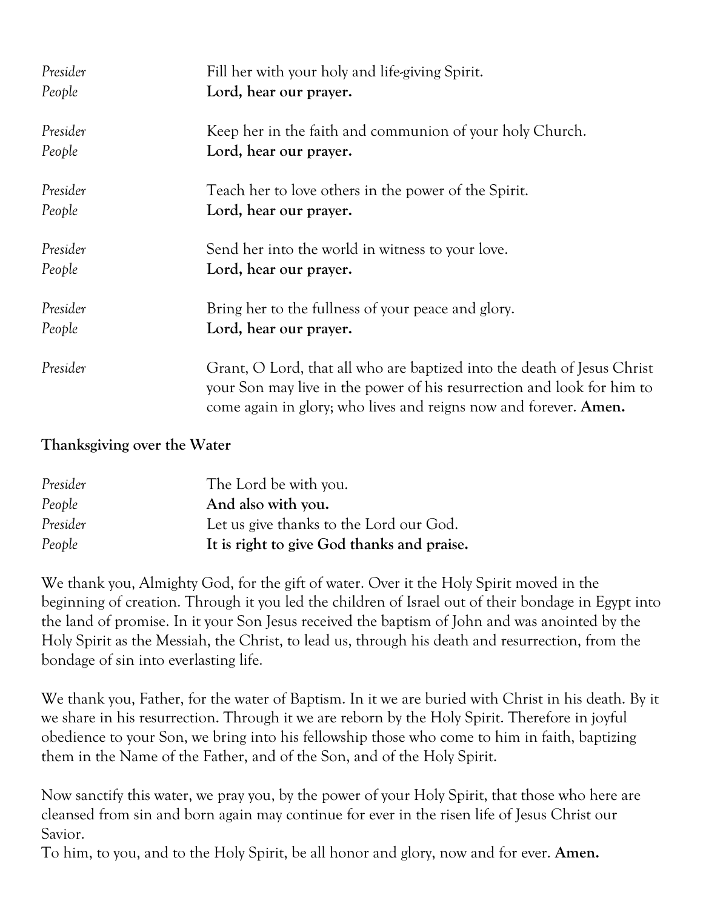*Presider* Fill her with your holy and life-giving Spirit.
*People* **Lord, hear our prayer.**

*Presider* Keep her in the faith and communion of your holy Church.
*People* **Lord, hear our prayer.**

*Presider* Teach her to love others in the power of the Spirit.
*People* **Lord, hear our prayer.**

*Presider* Send her into the world in witness to your love.
*People* **Lord, hear our prayer.**

*Presider* Bring her to the fullness of your peace and glory.
*People* **Lord, hear our prayer.**

*Presider* Grant, O Lord, that all who are baptized into the death of Jesus Christ your Son may live in the power of his resurrection and look for him to come again in glory; who lives and reigns now and forever. **Amen.**

**Thanksgiving over the Water**

*Presider* The Lord be with you.
*People* **And also with you.**
*Presider* Let us give thanks to the Lord our God.
*People* **It is right to give God thanks and praise.**

We thank you, Almighty God, for the gift of water. Over it the Holy Spirit moved in the beginning of creation. Through it you led the children of Israel out of their bondage in Egypt into the land of promise. In it your Son Jesus received the baptism of John and was anointed by the Holy Spirit as the Messiah, the Christ, to lead us, through his death and resurrection, from the bondage of sin into everlasting life.

We thank you, Father, for the water of Baptism. In it we are buried with Christ in his death. By it we share in his resurrection. Through it we are reborn by the Holy Spirit. Therefore in joyful obedience to your Son, we bring into his fellowship those who come to him in faith, baptizing them in the Name of the Father, and of the Son, and of the Holy Spirit.

Now sanctify this water, we pray you, by the power of your Holy Spirit, that those who here are cleansed from sin and born again may continue for ever in the risen life of Jesus Christ our Savior.
To him, to you, and to the Holy Spirit, be all honor and glory, now and for ever. **Amen.**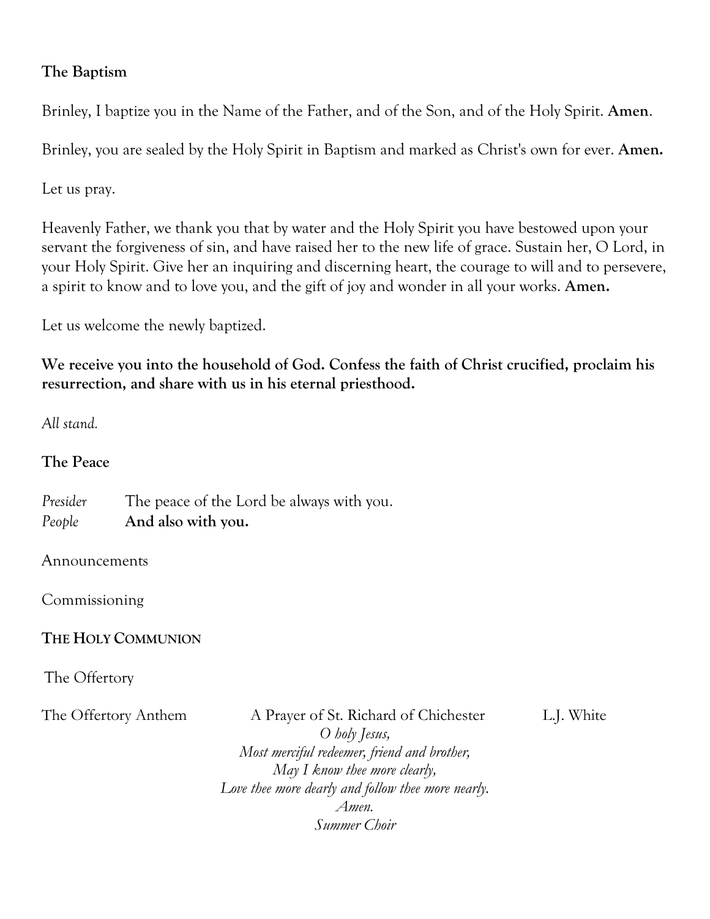**The Baptism**

Brinley, I baptize you in the Name of the Father, and of the Son, and of the Holy Spirit. **Amen**.

Brinley, you are sealed by the Holy Spirit in Baptism and marked as Christ's own for ever. **Amen.**

Let us pray.

Heavenly Father, we thank you that by water and the Holy Spirit you have bestowed upon your servant the forgiveness of sin, and have raised her to the new life of grace. Sustain her, O Lord, in your Holy Spirit. Give her an inquiring and discerning heart, the courage to will and to persevere, a spirit to know and to love you, and the gift of joy and wonder in all your works. **Amen.**

Let us welcome the newly baptized.

**We receive you into the household of God. Confess the faith of Christ crucified, proclaim his resurrection, and share with us in his eternal priesthood.**

*All stand.*

**The Peace**

*Presider* The peace of the Lord be always with you.
*People* **And also with you.**

Announcements

Commissioning

**THE HOLY COMMUNION**

The Offertory

The Offertory Anthem A Prayer of St. Richard of Chichester L.J. White

*O holy Jesus,*
*Most merciful redeemer, friend and brother,*
*May I know thee more clearly,*
*Love thee more dearly and follow thee more nearly.*
*Amen.*
*Summer Choir*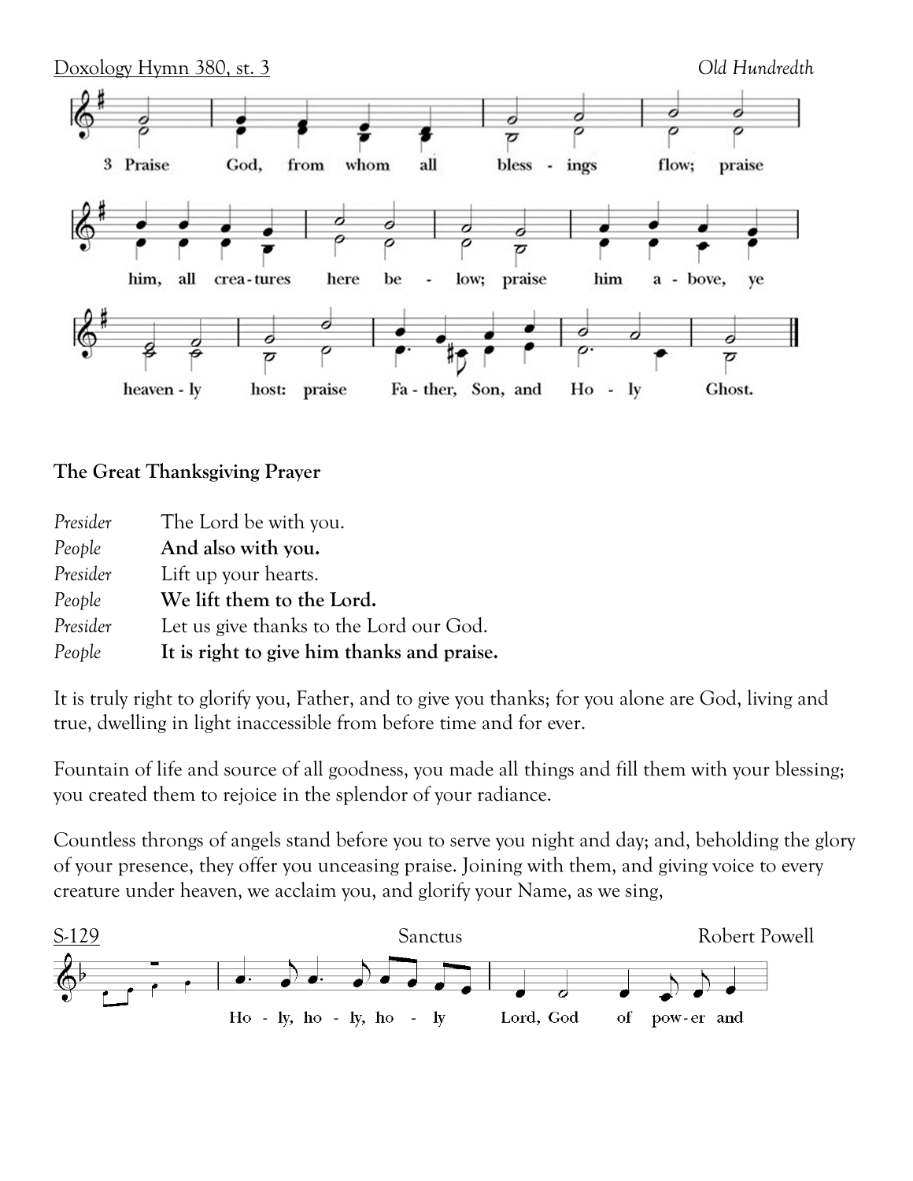Doxology Hymn 380, st. 3 *Old Hundredth*

3 Praise God, from whom all bless - ings flow; praise him, all crea - tures here be - low; praise him a - bove, ye heaven - ly host: praise Fa - ther, Son, and Ho - ly Ghost.

**The Great Thanksgiving Prayer**

*Presider* The Lord be with you.
*People* **And also with you.**
*Presider* Lift up your hearts.
*People* **We lift them to the Lord.**
*Presider* Let us give thanks to the Lord our God.
*People* **It is right to give him thanks and praise.**

It is truly right to glorify you, Father, and to give you thanks; for you alone are God, living and true, dwelling in light inaccessible from before time and for ever.

Fountain of life and source of all goodness, you made all things and fill them with your blessing; you created them to rejoice in the splendor of your radiance.

Countless throngs of angels stand before you to serve you night and day; and, beholding the glory of your presence, they offer you unceasing praise. Joining with them, and giving voice to every creature under heaven, we acclaim you, and glorify your Name, as we sing,

S-129 Sanctus Robert Powell

Ho - ly, ho - ly, ho - ly Lord, God of pow - er and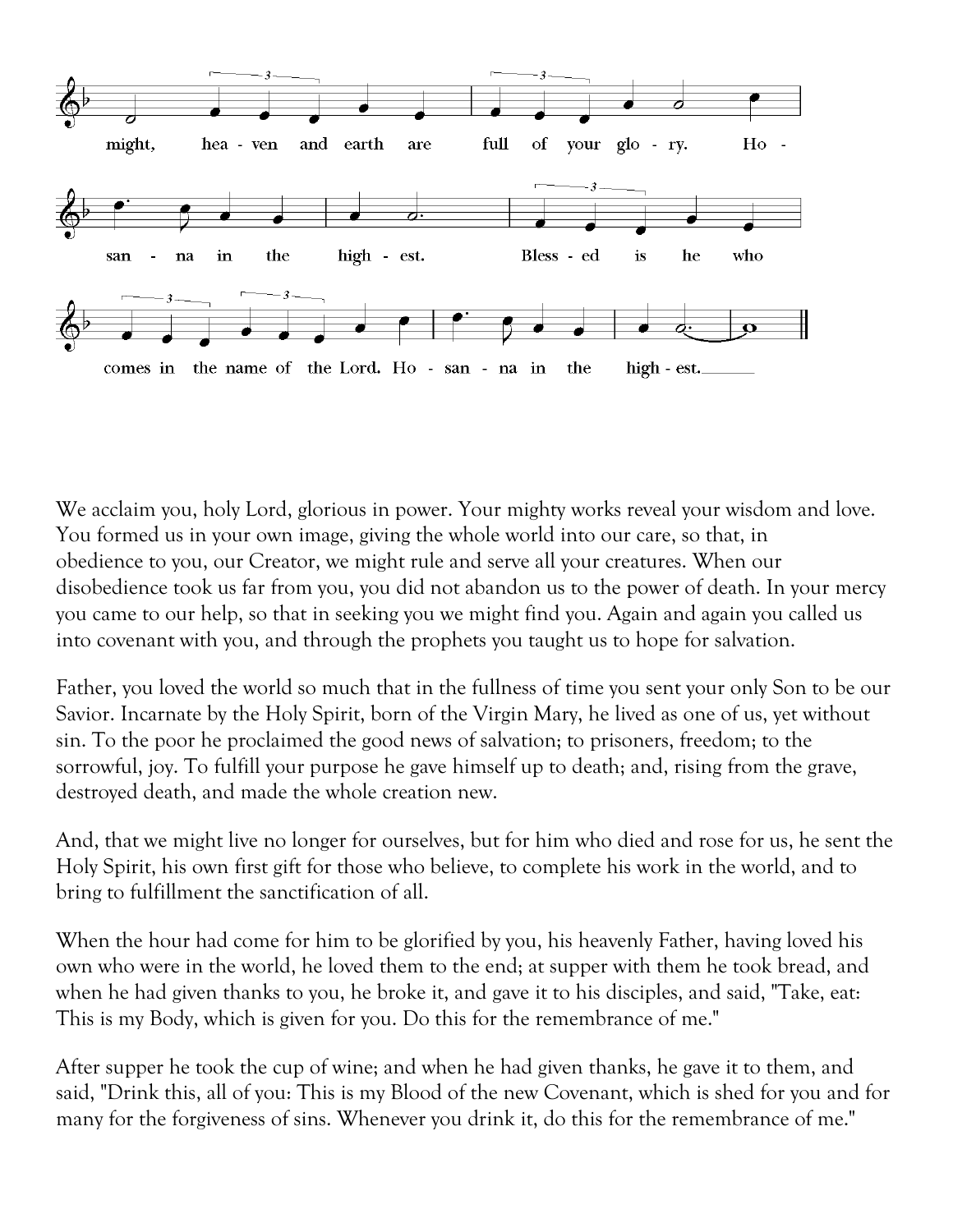might, heaven and earth are full of your glory. Hosanna in the highest. Blessed is he who comes in the name of the Lord. Hosanna in the highest.

We acclaim you, holy Lord, glorious in power. Your mighty works reveal your wisdom and love. You formed us in your own image, giving the whole world into our care, so that, in obedience to you, our Creator, we might rule and serve all your creatures. When our disobedience took us far from you, you did not abandon us to the power of death. In your mercy you came to our help, so that in seeking you we might find you. Again and again you called us into covenant with you, and through the prophets you taught us to hope for salvation.

Father, you loved the world so much that in the fullness of time you sent your only Son to be our Savior. Incarnate by the Holy Spirit, born of the Virgin Mary, he lived as one of us, yet without sin. To the poor he proclaimed the good news of salvation; to prisoners, freedom; to the sorrowful, joy. To fulfill your purpose he gave himself up to death; and, rising from the grave, destroyed death, and made the whole creation new.

And, that we might live no longer for ourselves, but for him who died and rose for us, he sent the Holy Spirit, his own first gift for those who believe, to complete his work in the world, and to bring to fulfillment the sanctification of all.

When the hour had come for him to be glorified by you, his heavenly Father, having loved his own who were in the world, he loved them to the end; at supper with them he took bread, and when he had given thanks to you, he broke it, and gave it to his disciples, and said, "Take, eat: This is my Body, which is given for you. Do this for the remembrance of me."

After supper he took the cup of wine; and when he had given thanks, he gave it to them, and said, "Drink this, all of you: This is my Blood of the new Covenant, which is shed for you and for many for the forgiveness of sins. Whenever you drink it, do this for the remembrance of me."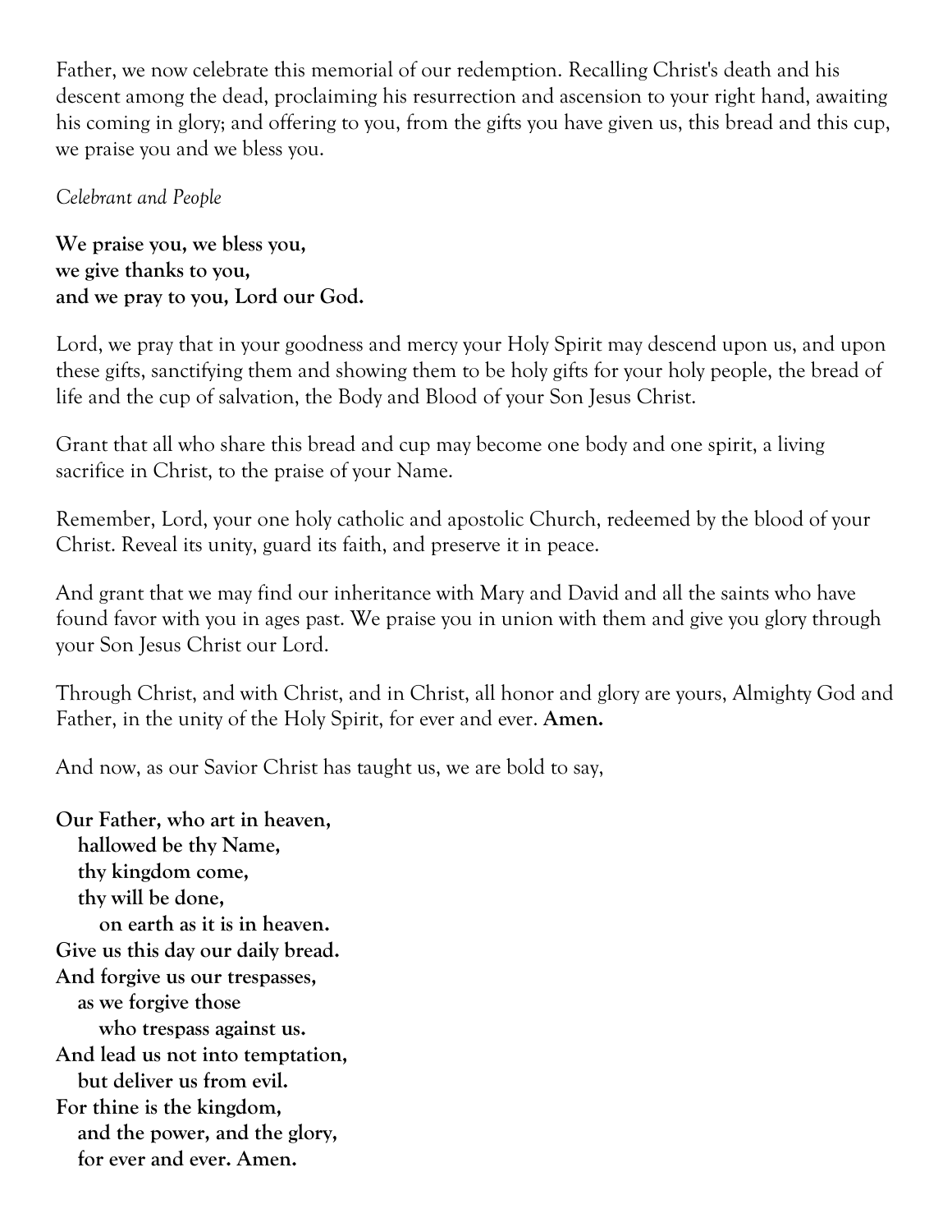Father, we now celebrate this memorial of our redemption. Recalling Christ's death and his descent among the dead, proclaiming his resurrection and ascension to your right hand, awaiting his coming in glory; and offering to you, from the gifts you have given us, this bread and this cup, we praise you and we bless you.

*Celebrant and People*

**We praise you, we bless you,**
**we give thanks to you,**
**and we pray to you, Lord our God.**

Lord, we pray that in your goodness and mercy your Holy Spirit may descend upon us, and upon these gifts, sanctifying them and showing them to be holy gifts for your holy people, the bread of life and the cup of salvation, the Body and Blood of your Son Jesus Christ.

Grant that all who share this bread and cup may become one body and one spirit, a living sacrifice in Christ, to the praise of your Name.

Remember, Lord, your one holy catholic and apostolic Church, redeemed by the blood of your Christ. Reveal its unity, guard its faith, and preserve it in peace.

And grant that we may find our inheritance with Mary and David and all the saints who have found favor with you in ages past. We praise you in union with them and give you glory through your Son Jesus Christ our Lord.

Through Christ, and with Christ, and in Christ, all honor and glory are yours, Almighty God and Father, in the unity of the Holy Spirit, for ever and ever. **Amen.**

And now, as our Savior Christ has taught us, we are bold to say,

**Our Father, who art in heaven,**
**hallowed be thy Name,**
**thy kingdom come,**
**thy will be done,**
**on earth as it is in heaven.**
**Give us this day our daily bread.**
**And forgive us our trespasses,**
**as we forgive those**
**who trespass against us.**
**And lead us not into temptation,**
**but deliver us from evil.**
**For thine is the kingdom,**
**and the power, and the glory,**
**for ever and ever. Amen.**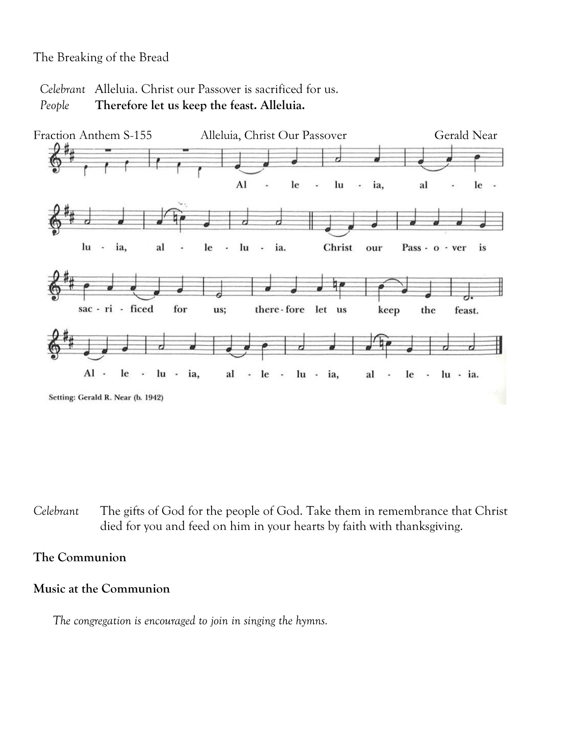The Breaking of the Bread

*Celebrant* Alleluia. Christ our Passover is sacrificed for us.
*People* **Therefore let us keep the feast. Alleluia.**

Fraction Anthem S-155 Alleluia, Christ Our Passover Gerald Near

Al - le - lu - ia, al - le - lu - ia, al - le - lu - ia. Christ our Pass - o - ver is sac - ri - ficed for us; there - fore let us keep the feast. Al - le - lu - ia, al - le - lu - ia, al - le - lu - ia.

Setting: Gerald R. Near (b. 1942)

*Celebrant* The gifts of God for the people of God. Take them in remembrance that Christ died for you and feed on him in your hearts by faith with thanksgiving.

**The Communion**

**Music at the Communion**

*The congregation is encouraged to join in singing the hymns.*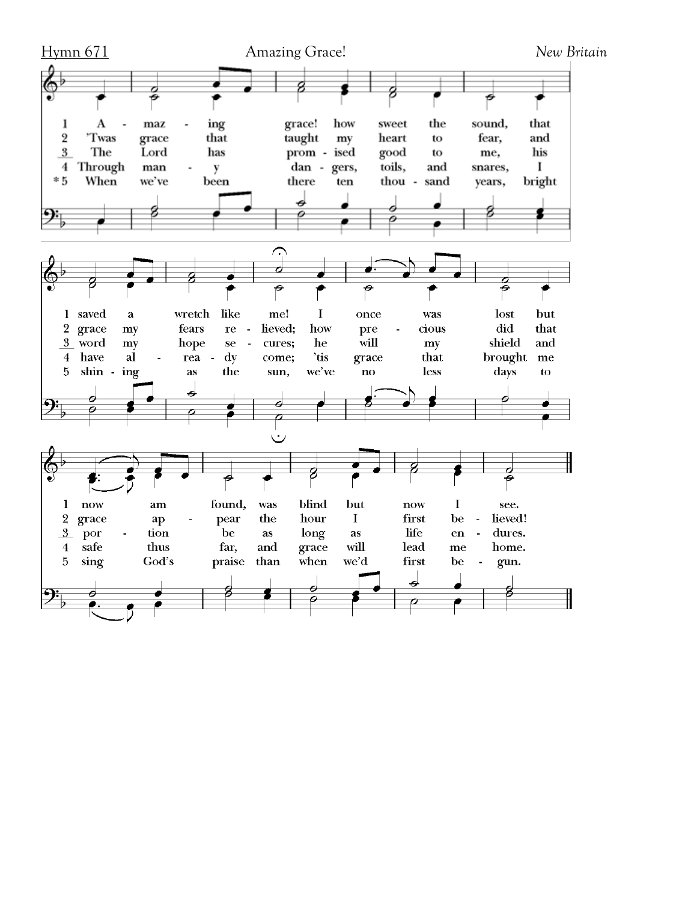Hymn 671 — Amazing Grace! — *New Britain*

1. Amazing grace! how sweet the sound, that saved a wretch like me! I once was lost but now am found, was blind but now I see.

2. 'Twas grace that taught my heart to fear, and grace my fears relieved; how precious did that grace appear the hour I first believed!

3. The Lord has promised good to me, his word my hope secures; he will my shield and portion be as long as life endures.

4. Through many dangers, toils, and snares, I have already come; 'tis grace that brought me safe thus far, and grace will lead me home.

*5. When we've been there ten thousand years, bright shining as the sun, we've no less days to sing God's praise than when we'd first begun.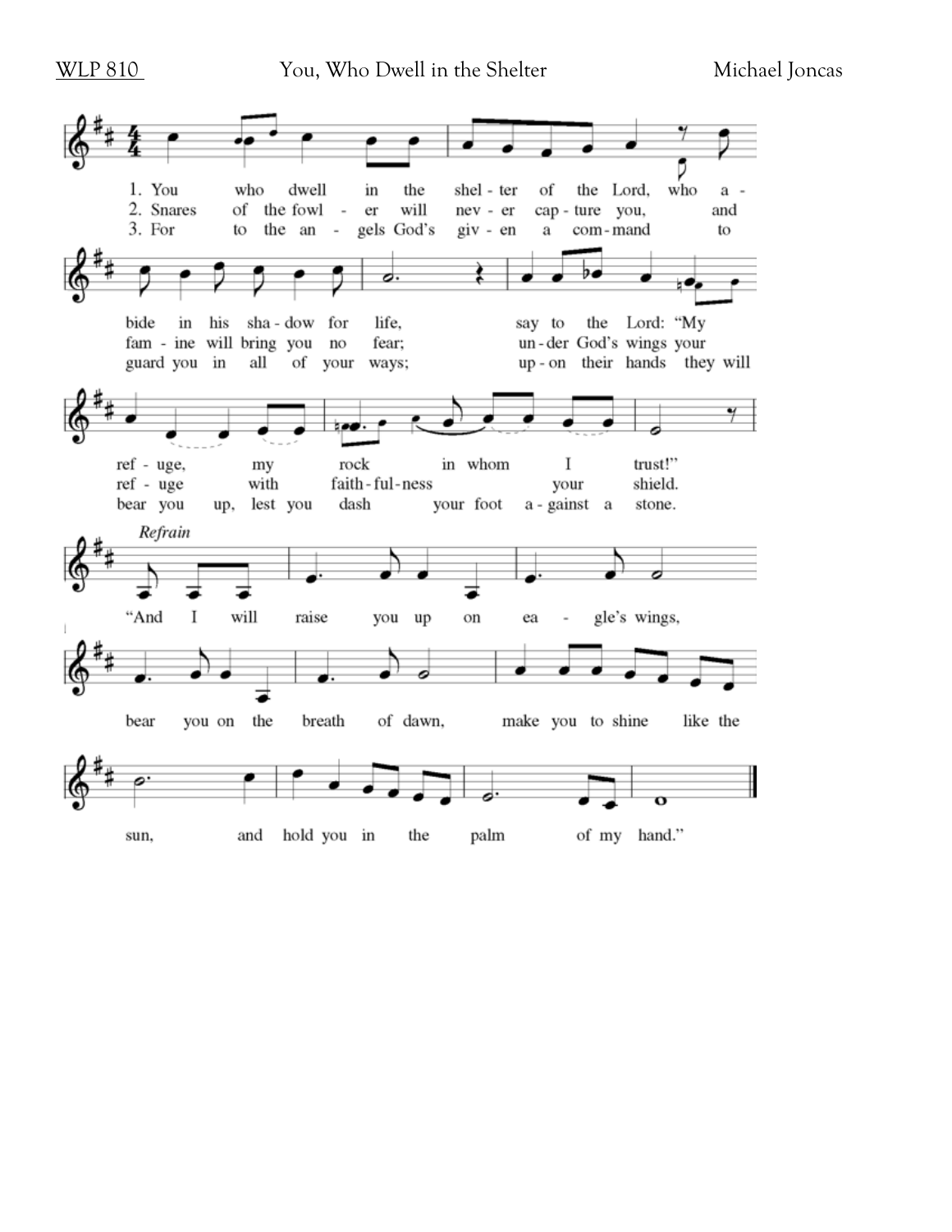WLP 810 You, Who Dwell in the Shelter Michael Joncas

1. You who dwell in the shel - ter of the Lord, who a - bide in his sha - dow for life, say to the Lord: "My ref - uge, my rock in whom I trust!"

2. Snares of the fowl - er will nev - er cap - ture you, and fam - ine will bring you no fear; un - der God's wings your ref - uge with faith - ful - ness your shield.

3. For to the an - gels God's giv - en a com - mand to guard you in all of your ways; up - on their hands they will bear you up, lest you dash your foot a - gainst a stone.

*Refrain*

"And I will raise you up on ea - gle's wings, bear you on the breath of dawn, make you to shine like the sun, and hold you in the palm of my hand."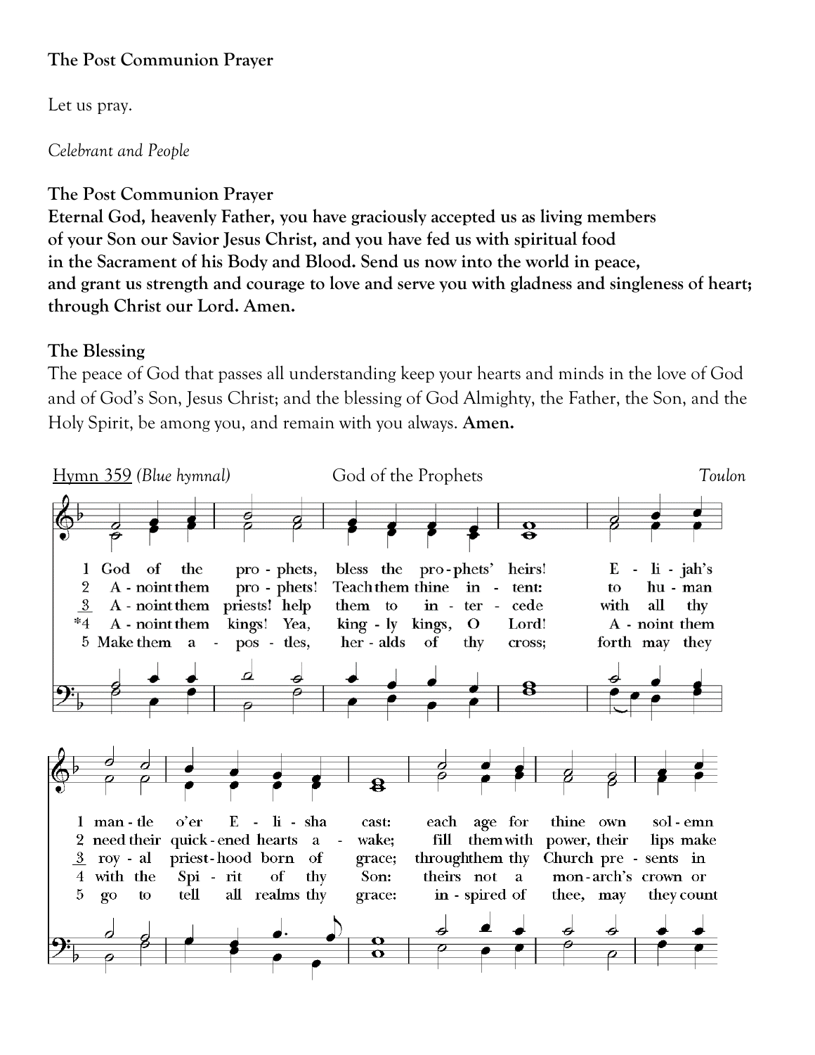**The Post Communion Prayer**

Let us pray.

*Celebrant and People*

**The Post Communion Prayer**
**Eternal God, heavenly Father, you have graciously accepted us as living members of your Son our Savior Jesus Christ, and you have fed us with spiritual food in the Sacrament of his Body and Blood. Send us now into the world in peace, and grant us strength and courage to love and serve you with gladness and singleness of heart; through Christ our Lord. Amen.**

**The Blessing**
The peace of God that passes all understanding keep your hearts and minds in the love of God and of God's Son, Jesus Christ; and the blessing of God Almighty, the Father, the Son, and the Holy Spirit, be among you, and remain with you always. **Amen.**

Hymn 359 *(Blue hymnal)* God of the Prophets *Toulon*

1 God of the pro - phets, bless the pro - phets' heirs! E - li - jah's man - tle o'er E - li - sha cast: each age for thine own sol - emn

2 A - noint them pro - phets! Teach them thine in - tent: to hu - man need their quick - ened hearts a - wake; fill them with power, their lips make

3 A - noint them priests! help them to in - ter - cede with all thy roy - al priest - hood born of grace; through them thy Church pre - sents in

*4 A - noint them kings! Yea, king - ly kings, O Lord! A - noint them with the Spi - rit of thy Son: theirs not a mon - arch's crown or

5 Make them a - pos - tles, her - alds of thy cross; forth may they go to tell all realms thy grace: in - spired of thee, may they count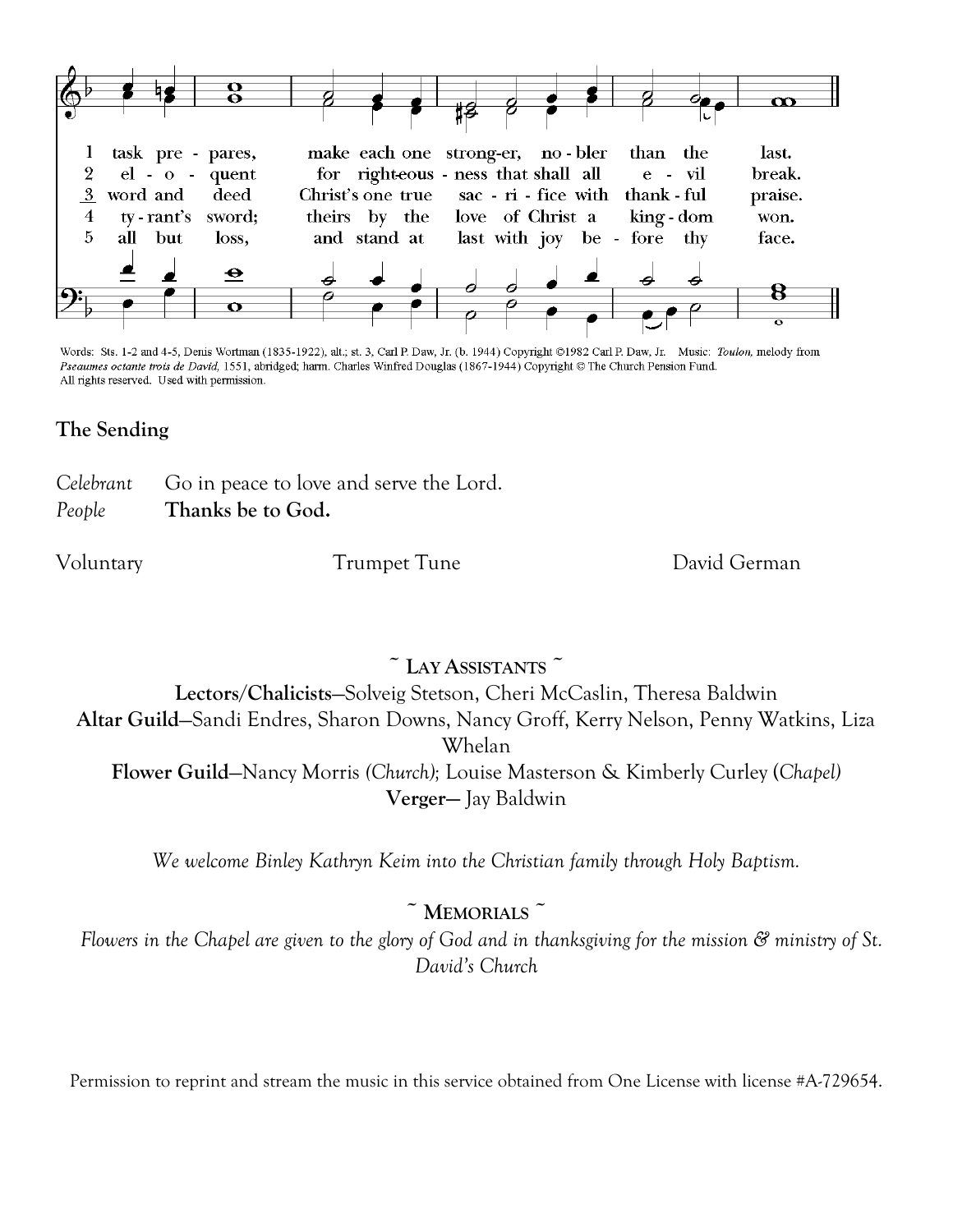1 task pre - pares, make each one strong-er, no - bler than the last.
2 el - o - quent for right-eous - ness that shall all e - vil break.
3 word and deed Christ's one true sac - ri - fice with thank - ful praise.
4 ty - rant's sword; theirs by the love of Christ a king - dom won.
5 all but loss, and stand at last with joy be - fore thy face.

Words: Sts. 1-2 and 4-5, Denis Wortman (1835-1922), alt.; st. 3, Carl P. Daw, Jr. (b. 1944) Copyright ©1982 Carl P. Daw, Jr. Music: *Toulon,* melody from *Pseaumes octante trois de David,* 1551, abridged; harm. Charles Winfred Douglas (1867-1944) Copyright © The Church Pension Fund. All rights reserved. Used with permission.

## The Sending

*Celebrant* Go in peace to love and serve the Lord.
*People* **Thanks be to God.**

Voluntary Trumpet Tune David German

### ~ LAY ASSISTANTS ~

**Lectors/Chalicists**—Solveig Stetson, Cheri McCaslin, Theresa Baldwin
**Altar Guild**—Sandi Endres, Sharon Downs, Nancy Groff, Kerry Nelson, Penny Watkins, Liza Whelan
**Flower Guild**—Nancy Morris *(Church);* Louise Masterson & Kimberly Curley (*Chapel)*
**Verger—** Jay Baldwin

*We welcome Binley Kathryn Keim into the Christian family through Holy Baptism.*

### ~ MEMORIALS ~

*Flowers in the Chapel are given to the glory of God and in thanksgiving for the mission & ministry of St. David's Church*

Permission to reprint and stream the music in this service obtained from One License with license #A-729654.